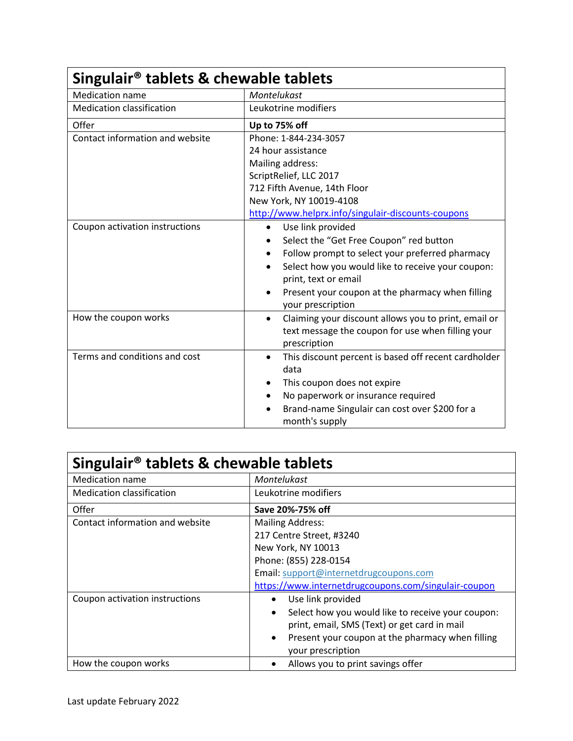| Singulair® tablets & chewable tablets | |
|---|---|
| Medication name | *Montelukast* |
| Medication classification | Leukotrine modifiers |
| Offer | **Up to 75% off** |
| Contact information and website | Phone: 1-844-234-3057<br>24 hour assistance<br>Mailing address:<br>ScriptRelief, LLC 2017<br>712 Fifth Avenue, 14th Floor<br>New York, NY 10019-4108<br>http://www.helprx.info/singulair-discounts-coupons |
| Coupon activation instructions | • Use link provided<br>• Select the "Get Free Coupon" red button<br>• Follow prompt to select your preferred pharmacy<br>• Select how you would like to receive your coupon: print, text or email<br>• Present your coupon at the pharmacy when filling your prescription |
| How the coupon works | • Claiming your discount allows you to print, email or text message the coupon for use when filling your prescription |
| Terms and conditions and cost | • This discount percent is based off recent cardholder data<br>• This coupon does not expire<br>• No paperwork or insurance required<br>• Brand-name Singulair can cost over $200 for a month's supply |

| Singulair® tablets & chewable tablets | |
|---|---|
| Medication name | *Montelukast* |
| Medication classification | Leukotrine modifiers |
| Offer | **Save 20%-75% off** |
| Contact information and website | Mailing Address:<br>217 Centre Street, #3240<br>New York, NY 10013<br>Phone: (855) 228-0154<br>Email: support@internetdrugcoupons.com<br>https://www.internetdrugcoupons.com/singulair-coupon |
| Coupon activation instructions | • Use link provided<br>• Select how you would like to receive your coupon: print, email, SMS (Text) or get card in mail<br>• Present your coupon at the pharmacy when filling your prescription |
| How the coupon works | • Allows you to print savings offer |

Last update February 2022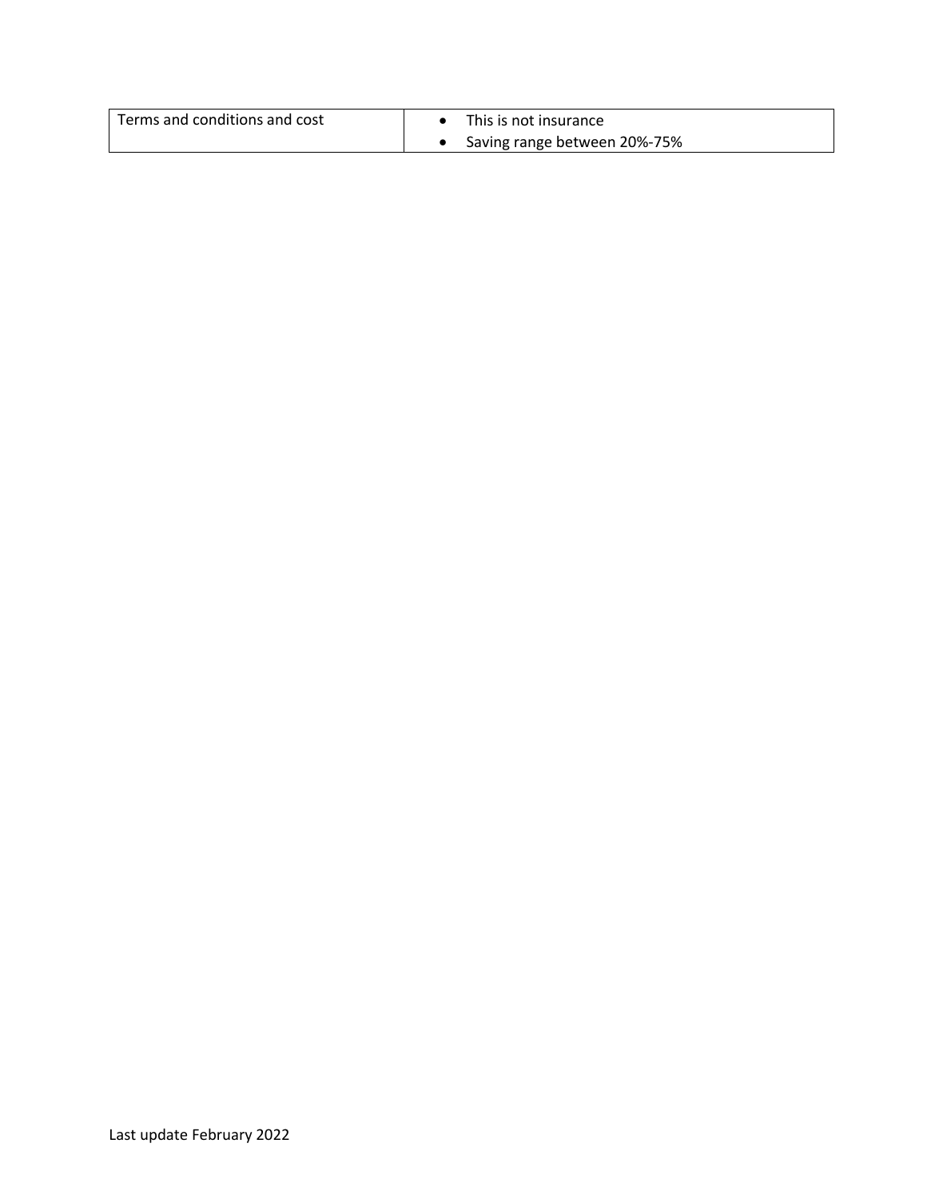| | |
|---|---|
| Terms and conditions and cost | • This is not insurance<br>• Saving range between 20%-75% |

Last update February 2022